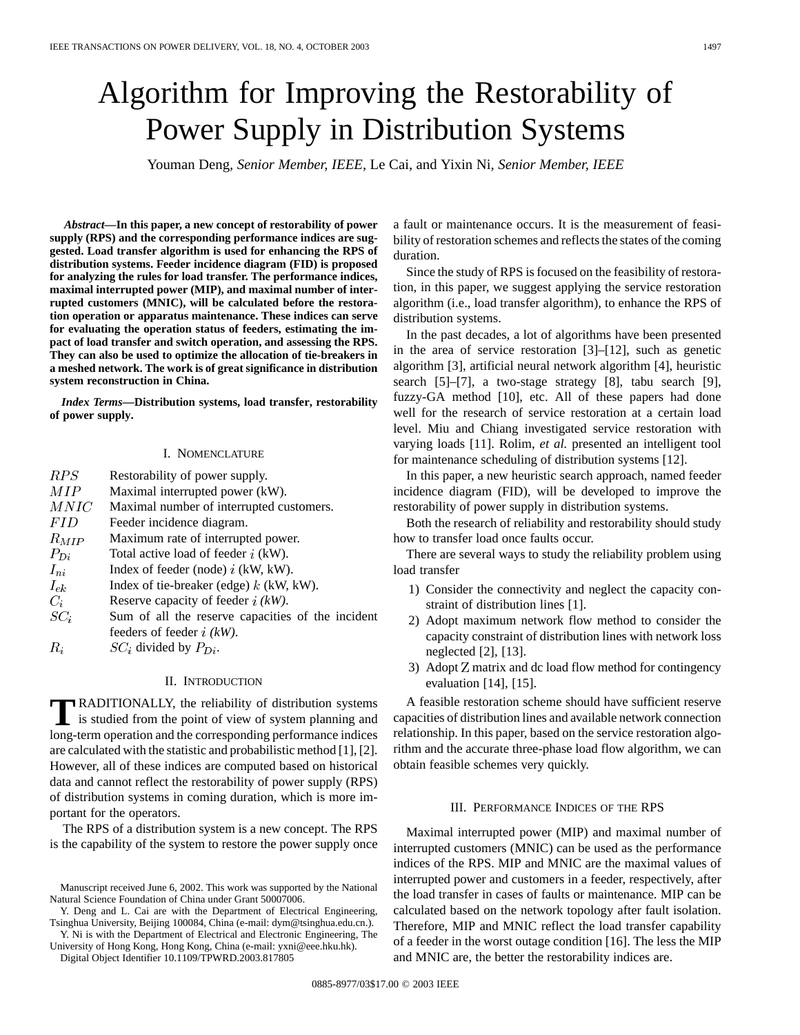# Algorithm for Improving the Restorability of Power Supply in Distribution Systems

Youman Deng, *Senior Member, IEEE*, Le Cai, and Yixin Ni, *Senior Member, IEEE*

***Abstract*—In this paper, a new concept of restorability of power supply (RPS) and the corresponding performance indices are suggested. Load transfer algorithm is used for enhancing the RPS of distribution systems. Feeder incidence diagram (FID) is proposed for analyzing the rules for load transfer. The performance indices, maximal interrupted power (MIP), and maximal number of interrupted customers (MNIC), will be calculated before the restoration operation or apparatus maintenance. These indices can serve for evaluating the operation status of feeders, estimating the impact of load transfer and switch operation, and assessing the RPS. They can also be used to optimize the allocation of tie-breakers in a meshed network. The work is of great significance in distribution system reconstruction in China.**

***Index Terms*—Distribution systems, load transfer, restorability of power supply.**

## I. Nomenclature

| | |
|---|---|
| $RPS$ | Restorability of power supply. |
| $MIP$ | Maximal interrupted power (kW). |
| $MNIC$ | Maximal number of interrupted customers. |
| $FID$ | Feeder incidence diagram. |
| $R_{MIP}$ | Maximum rate of interrupted power. |
| $P_{Di}$ | Total active load of feeder $i$ (kW). |
| $I_{ni}$ | Index of feeder (node) $i$ (kW, kW). |
| $I_{ek}$ | Index of tie-breaker (edge) $k$ (kW, kW). |
| $C_i$ | Reserve capacity of feeder $i$ *(kW)*. |
| $SC_i$ | Sum of all the reserve capacities of the incident feeders of feeder $i$ *(kW)*. |
| $R_i$ | $SC_i$ divided by $P_{Di}$. |

## II. Introduction

Traditionally, the reliability of distribution systems is studied from the point of view of system planning and long-term operation and the corresponding performance indices are calculated with the statistic and probabilistic method [1], [2]. However, all of these indices are computed based on historical data and cannot reflect the restorability of power supply (RPS) of distribution systems in coming duration, which is more important for the operators.

The RPS of a distribution system is a new concept. The RPS is the capability of the system to restore the power supply once a fault or maintenance occurs. It is the measurement of feasibility of restoration schemes and reflects the states of the coming duration.

Since the study of RPS is focused on the feasibility of restoration, in this paper, we suggest applying the service restoration algorithm (i.e., load transfer algorithm), to enhance the RPS of distribution systems.

In the past decades, a lot of algorithms have been presented in the area of service restoration [3]–[12], such as genetic algorithm [3], artificial neural network algorithm [4], heuristic search [5]–[7], a two-stage strategy [8], tabu search [9], fuzzy-GA method [10], etc. All of these papers had done well for the research of service restoration at a certain load level. Miu and Chiang investigated service restoration with varying loads [11]. Rolim, *et al.* presented an intelligent tool for maintenance scheduling of distribution systems [12].

In this paper, a new heuristic search approach, named feeder incidence diagram (FID), will be developed to improve the restorability of power supply in distribution systems.

Both the research of reliability and restorability should study how to transfer load once faults occur.

There are several ways to study the reliability problem using load transfer

1) Consider the connectivity and neglect the capacity constraint of distribution lines [1].
2) Adopt maximum network flow method to consider the capacity constraint of distribution lines with network loss neglected [2], [13].
3) Adopt Z matrix and dc load flow method for contingency evaluation [14], [15].

A feasible restoration scheme should have sufficient reserve capacities of distribution lines and available network connection relationship. In this paper, based on the service restoration algorithm and the accurate three-phase load flow algorithm, we can obtain feasible schemes very quickly.

## III. Performance Indices of the RPS

Maximal interrupted power (MIP) and maximal number of interrupted customers (MNIC) can be used as the performance indices of the RPS. MIP and MNIC are the maximal values of interrupted power and customers in a feeder, respectively, after the load transfer in cases of faults or maintenance. MIP can be calculated based on the network topology after fault isolation. Therefore, MIP and MNIC reflect the load transfer capability of a feeder in the worst outage condition [16]. The less the MIP and MNIC are, the better the restorability indices are.

Manuscript received June 6, 2002. This work was supported by the National Natural Science Foundation of China under Grant 50007006.

Y. Deng and L. Cai are with the Department of Electrical Engineering, Tsinghua University, Beijing 100084, China (e-mail: dym@tsinghua.edu.cn.).

Y. Ni is with the Department of Electrical and Electronic Engineering, The University of Hong Kong, Hong Kong, China (e-mail: yxni@eee.hku.hk).

Digital Object Identifier 10.1109/TPWRD.2003.817805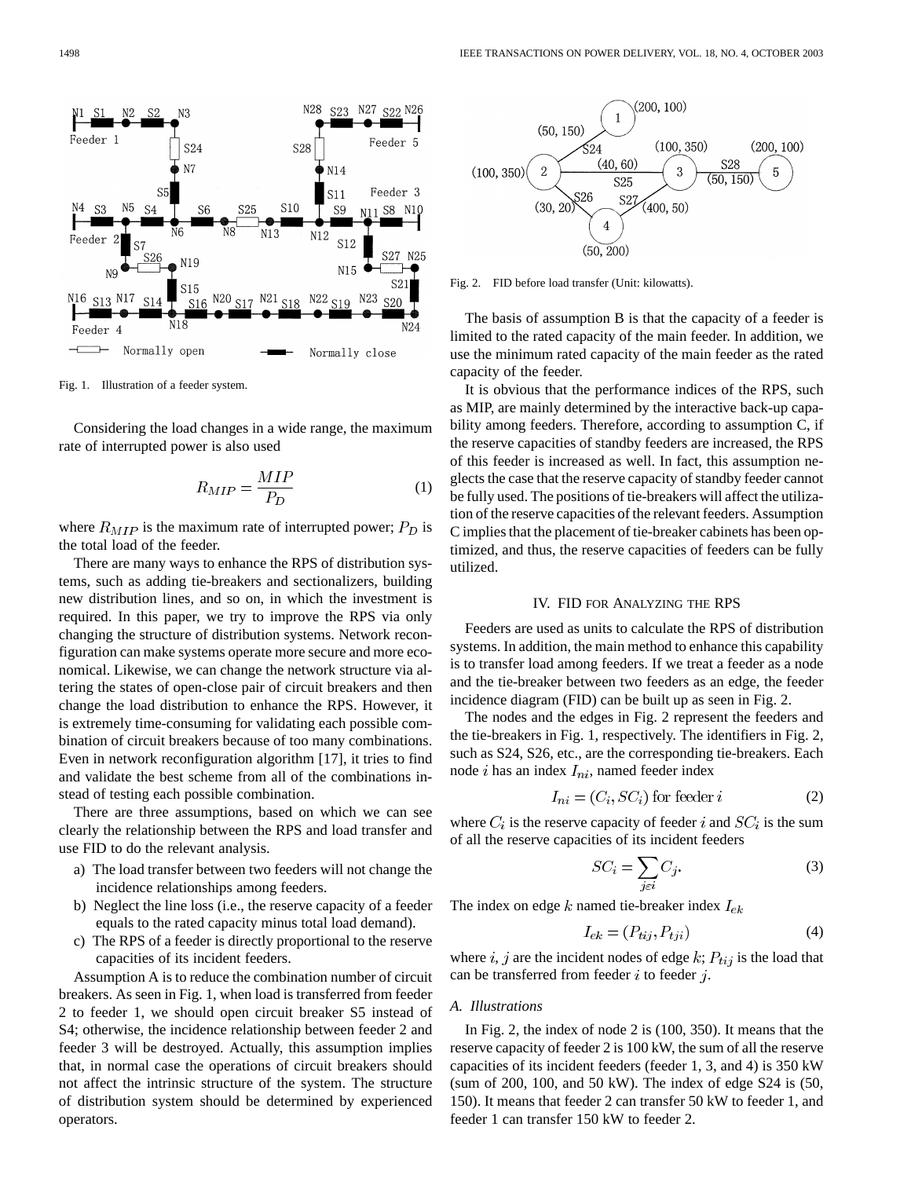Fig. 1. Illustration of a feeder system.

Considering the load changes in a wide range, the maximum rate of interrupted power is also used

$$R_{MIP} = \frac{MIP}{P_D} \tag{1}$$

where $R_{MIP}$ is the maximum rate of interrupted power; $P_D$ is the total load of the feeder.

There are many ways to enhance the RPS of distribution systems, such as adding tie-breakers and sectionalizers, building new distribution lines, and so on, in which the investment is required. In this paper, we try to improve the RPS via only changing the structure of distribution systems. Network reconfiguration can make systems operate more secure and more economical. Likewise, we can change the network structure via altering the states of open-close pair of circuit breakers and then change the load distribution to enhance the RPS. However, it is extremely time-consuming for validating each possible combination of circuit breakers because of too many combinations. Even in network reconfiguration algorithm [17], it tries to find and validate the best scheme from all of the combinations instead of testing each possible combination.

There are three assumptions, based on which we can see clearly the relationship between the RPS and load transfer and use FID to do the relevant analysis.

a) The load transfer between two feeders will not change the incidence relationships among feeders.
b) Neglect the line loss (i.e., the reserve capacity of a feeder equals to the rated capacity minus total load demand).
c) The RPS of a feeder is directly proportional to the reserve capacities of its incident feeders.

Assumption A is to reduce the combination number of circuit breakers. As seen in Fig. 1, when load is transferred from feeder 2 to feeder 1, we should open circuit breaker S5 instead of S4; otherwise, the incidence relationship between feeder 2 and feeder 3 will be destroyed. Actually, this assumption implies that, in normal case the operations of circuit breakers should not affect the intrinsic structure of the system. The structure of distribution system should be determined by experienced operators.

Fig. 2. FID before load transfer (Unit: kilowatts).

The basis of assumption B is that the capacity of a feeder is limited to the rated capacity of the main feeder. In addition, we use the minimum rated capacity of the main feeder as the rated capacity of the feeder.

It is obvious that the performance indices of the RPS, such as MIP, are mainly determined by the interactive back-up capability among feeders. Therefore, according to assumption C, if the reserve capacities of standby feeders are increased, the RPS of this feeder is increased as well. In fact, this assumption neglects the case that the reserve capacity of standby feeder cannot be fully used. The positions of tie-breakers will affect the utilization of the reserve capacities of the relevant feeders. Assumption C implies that the placement of tie-breaker cabinets has been optimized, and thus, the reserve capacities of feeders can be fully utilized.

## IV. FID for Analyzing the RPS

Feeders are used as units to calculate the RPS of distribution systems. In addition, the main method to enhance this capability is to transfer load among feeders. If we treat a feeder as a node and the tie-breaker between two feeders as an edge, the feeder incidence diagram (FID) can be built up as seen in Fig. 2.

The nodes and the edges in Fig. 2 represent the feeders and the tie-breakers in Fig. 1, respectively. The identifiers in Fig. 2, such as S24, S26, etc., are the corresponding tie-breakers. Each node $i$ has an index $I_{ni}$, named feeder index

$$I_{ni} = (C_i, SC_i) \text{ for feeder } i \tag{2}$$

where $C_i$ is the reserve capacity of feeder $i$ and $SC_i$ is the sum of all the reserve capacities of its incident feeders

$$SC_i = \sum_{j \varepsilon i} C_j. \tag{3}$$

The index on edge $k$ named tie-breaker index $I_{ek}$

$$I_{ek} = (P_{tij}, P_{tji}) \tag{4}$$

where $i$, $j$ are the incident nodes of edge $k$; $P_{tij}$ is the load that can be transferred from feeder $i$ to feeder $j$.

### A. Illustrations

In Fig. 2, the index of node 2 is (100, 350). It means that the reserve capacity of feeder 2 is 100 kW, the sum of all the reserve capacities of its incident feeders (feeder 1, 3, and 4) is 350 kW (sum of 200, 100, and 50 kW). The index of edge S24 is (50, 150). It means that feeder 2 can transfer 50 kW to feeder 1, and feeder 1 can transfer 150 kW to feeder 2.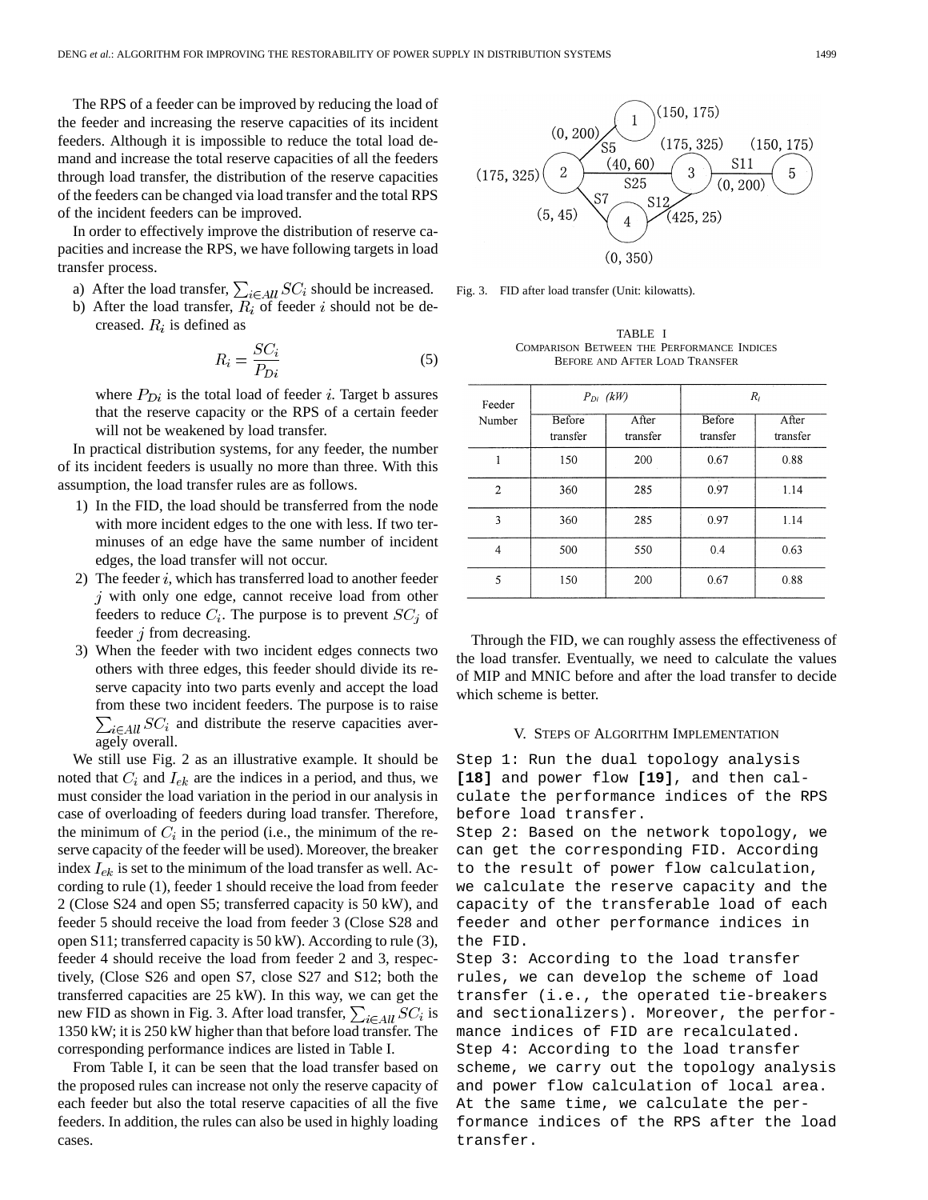The RPS of a feeder can be improved by reducing the load of the feeder and increasing the reserve capacities of its incident feeders. Although it is impossible to reduce the total load demand and increase the total reserve capacities of all the feeders through load transfer, the distribution of the reserve capacities of the feeders can be changed via load transfer and the total RPS of the incident feeders can be improved.

In order to effectively improve the distribution of reserve capacities and increase the RPS, we have following targets in load transfer process.

a) After the load transfer, $\sum_{i \in All} SC_i$ should be increased.

b) After the load transfer, $R_i$ of feeder $i$ should not be decreased. $R_i$ is defined as

$$R_i = \frac{SC_i}{P_{Di}} \tag{5}$$

where $P_{Di}$ is the total load of feeder $i$. Target b assures that the reserve capacity or the RPS of a certain feeder will not be weakened by load transfer.

In practical distribution systems, for any feeder, the number of its incident feeders is usually no more than three. With this assumption, the load transfer rules are as follows.

1) In the FID, the load should be transferred from the node with more incident edges to the one with less. If two terminuses of an edge have the same number of incident edges, the load transfer will not occur.
2) The feeder $i$, which has transferred load to another feeder $j$ with only one edge, cannot receive load from other feeders to reduce $C_i$. The purpose is to prevent $SC_j$ of feeder $j$ from decreasing.
3) When the feeder with two incident edges connects two others with three edges, this feeder should divide its reserve capacity into two parts evenly and accept the load from these two incident feeders. The purpose is to raise $\sum_{i \in All} SC_i$ and distribute the reserve capacities averagely overall.

We still use Fig. 2 as an illustrative example. It should be noted that $C_i$ and $I_{ek}$ are the indices in a period, and thus, we must consider the load variation in the period in our analysis in case of overloading of feeders during load transfer. Therefore, the minimum of $C_i$ in the period (i.e., the minimum of the reserve capacity of the feeder will be used). Moreover, the breaker index $I_{ek}$ is set to the minimum of the load transfer as well. According to rule (1), feeder 1 should receive the load from feeder 2 (Close S24 and open S5; transferred capacity is 50 kW), and feeder 5 should receive the load from feeder 3 (Close S28 and open S11; transferred capacity is 50 kW). According to rule (3), feeder 4 should receive the load from feeder 2 and 3, respectively, (Close S26 and open S7, close S27 and S12; both the transferred capacities are 25 kW). In this way, we can get the new FID as shown in Fig. 3. After load transfer, $\sum_{i \in All} SC_i$ is 1350 kW; it is 250 kW higher than that before load transfer. The corresponding performance indices are listed in Table I.

From Table I, it can be seen that the load transfer based on the proposed rules can increase not only the reserve capacity of each feeder but also the total reserve capacities of all the five feeders. In addition, the rules can also be used in highly loading cases.

Fig. 3. FID after load transfer (Unit: kilowatts).

TABLE I
COMPARISON BETWEEN THE PERFORMANCE INDICES BEFORE AND AFTER LOAD TRANSFER

| Feeder Number | $P_{Di}$ (kW) | | $R_i$ | |
|---|---|---|---|---|
| | Before transfer | After transfer | Before transfer | After transfer |
| 1 | 150 | 200 | 0.67 | 0.88 |
| 2 | 360 | 285 | 0.97 | 1.14 |
| 3 | 360 | 285 | 0.97 | 1.14 |
| 4 | 500 | 550 | 0.4 | 0.63 |
| 5 | 150 | 200 | 0.67 | 0.88 |

Through the FID, we can roughly assess the effectiveness of the load transfer. Eventually, we need to calculate the values of MIP and MNIC before and after the load transfer to decide which scheme is better.

## V. Steps of Algorithm Implementation

Step 1: Run the dual topology analysis **[18]** and power flow **[19]**, and then calculate the performance indices of the RPS before load transfer.

Step 2: Based on the network topology, we can get the corresponding FID. According to the result of power flow calculation, we calculate the reserve capacity and the capacity of the transferable load of each feeder and other performance indices in the FID.

Step 3: According to the load transfer rules, we can develop the scheme of load transfer (i.e., the operated tie-breakers and sectionalizers). Moreover, the performance indices of FID are recalculated.

Step 4: According to the load transfer scheme, we carry out the topology analysis and power flow calculation of local area. At the same time, we calculate the performance indices of the RPS after the load transfer.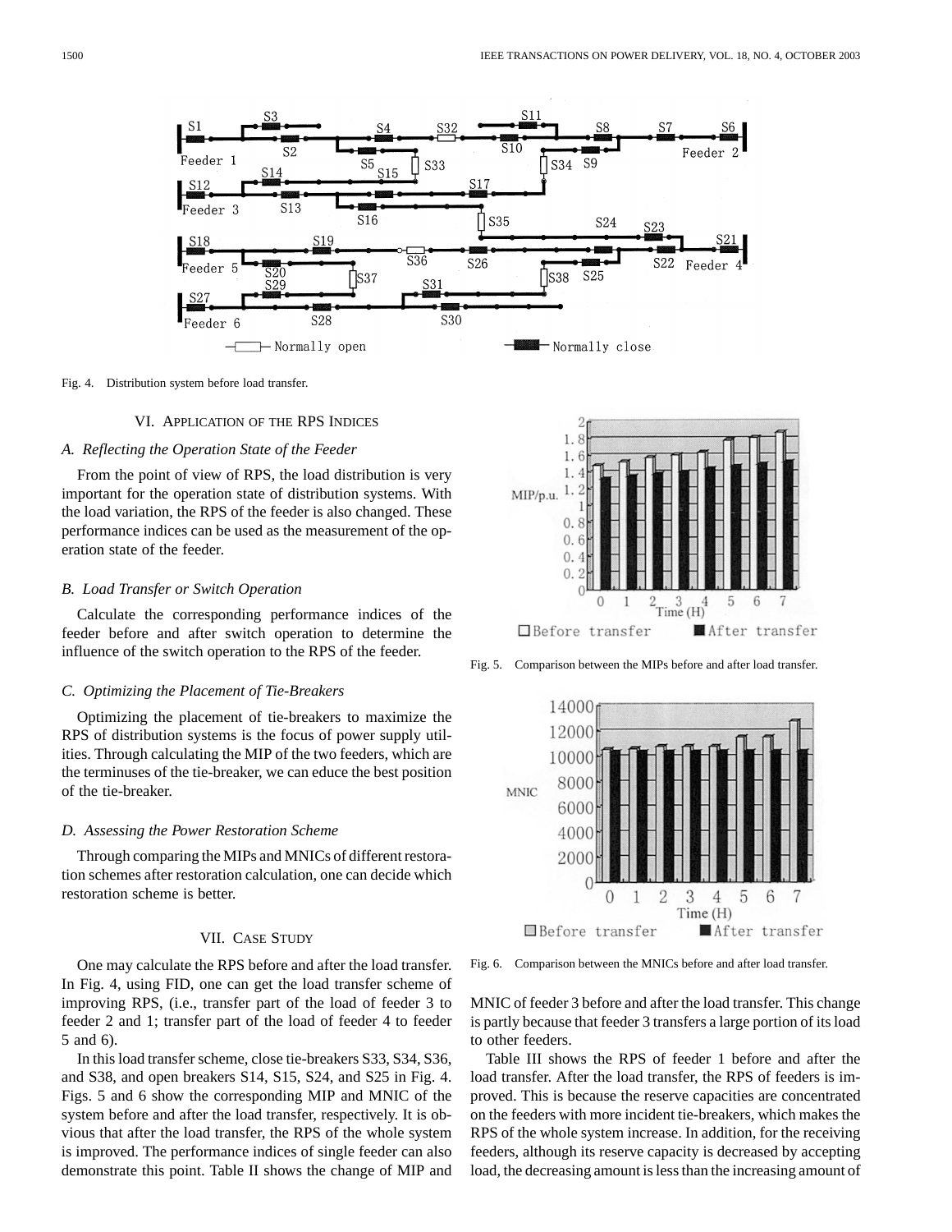Fig. 4. Distribution system before load transfer.

## VI. Application of the RPS Indices

### A. Reflecting the Operation State of the Feeder

From the point of view of RPS, the load distribution is very important for the operation state of distribution systems. With the load variation, the RPS of the feeder is also changed. These performance indices can be used as the measurement of the operation state of the feeder.

### B. Load Transfer or Switch Operation

Calculate the corresponding performance indices of the feeder before and after switch operation to determine the influence of the switch operation to the RPS of the feeder.

### C. Optimizing the Placement of Tie-Breakers

Optimizing the placement of tie-breakers to maximize the RPS of distribution systems is the focus of power supply utilities. Through calculating the MIP of the two feeders, which are the terminuses of the tie-breaker, we can educe the best position of the tie-breaker.

### D. Assessing the Power Restoration Scheme

Through comparing the MIPs and MNICs of different restoration schemes after restoration calculation, one can decide which restoration scheme is better.

## VII. Case Study

One may calculate the RPS before and after the load transfer. In Fig. 4, using FID, one can get the load transfer scheme of improving RPS, (i.e., transfer part of the load of feeder 3 to feeder 2 and 1; transfer part of the load of feeder 4 to feeder 5 and 6).

In this load transfer scheme, close tie-breakers S33, S34, S36, and S38, and open breakers S14, S15, S24, and S25 in Fig. 4. Figs. 5 and 6 show the corresponding MIP and MNIC of the system before and after the load transfer, respectively. It is obvious that after the load transfer, the RPS of the whole system is improved. The performance indices of single feeder can also demonstrate this point. Table II shows the change of MIP and MNIC of feeder 3 before and after the load transfer. This change is partly because that feeder 3 transfers a large portion of its load to other feeders.

Fig. 5. Comparison between the MIPs before and after load transfer.

Fig. 6. Comparison between the MNICs before and after load transfer.

Table III shows the RPS of feeder 1 before and after the load transfer. After the load transfer, the RPS of feeders is improved. This is because the reserve capacities are concentrated on the feeders with more incident tie-breakers, which makes the RPS of the whole system increase. In addition, for the receiving feeders, although its reserve capacity is decreased by accepting load, the decreasing amount is less than the increasing amount of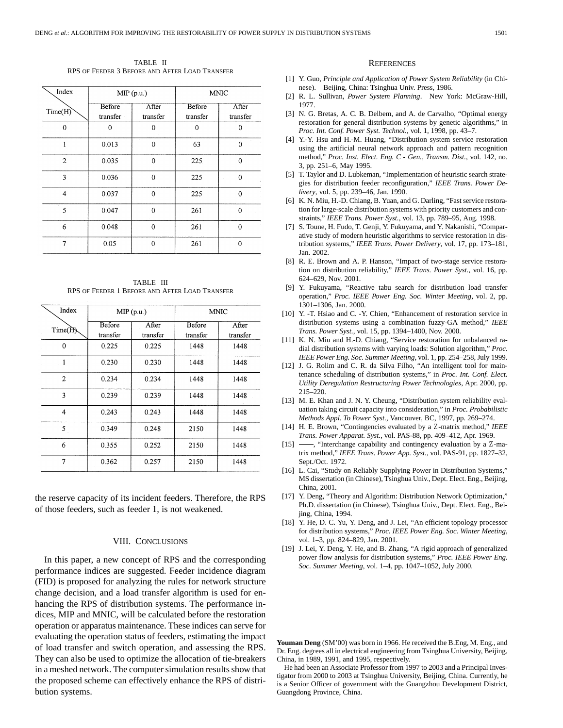TABLE II
RPS OF FEEDER 3 BEFORE AND AFTER LOAD TRANSFER

| Index / Time(H) | MIP (p.u.) | | MNIC | |
|---|---|---|---|---|
| | Before transfer | After transfer | Before transfer | After transfer |
| 0 | 0 | 0 | 0 | 0 |
| 1 | 0.013 | 0 | 63 | 0 |
| 2 | 0.035 | 0 | 225 | 0 |
| 3 | 0.036 | 0 | 225 | 0 |
| 4 | 0.037 | 0 | 225 | 0 |
| 5 | 0.047 | 0 | 261 | 0 |
| 6 | 0.048 | 0 | 261 | 0 |
| 7 | 0.05 | 0 | 261 | 0 |

TABLE III
RPS OF FEEDER 1 BEFORE AND AFTER LOAD TRANSFER

| Index / Time(H) | MIP (p.u.) | | MNIC | |
|---|---|---|---|---|
| | Before transfer | After transfer | Before transfer | After transfer |
| 0 | 0.225 | 0.225 | 1448 | 1448 |
| 1 | 0.230 | 0.230 | 1448 | 1448 |
| 2 | 0.234 | 0.234 | 1448 | 1448 |
| 3 | 0.239 | 0.239 | 1448 | 1448 |
| 4 | 0.243 | 0.243 | 1448 | 1448 |
| 5 | 0.349 | 0.248 | 2150 | 1448 |
| 6 | 0.355 | 0.252 | 2150 | 1448 |
| 7 | 0.362 | 0.257 | 2150 | 1448 |

the reserve capacity of its incident feeders. Therefore, the RPS of those feeders, such as feeder 1, is not weakened.

## VIII. CONCLUSIONS

In this paper, a new concept of RPS and the corresponding performance indices are suggested. Feeder incidence diagram (FID) is proposed for analyzing the rules for network structure change decision, and a load transfer algorithm is used for enhancing the RPS of distribution systems. The performance indices, MIP and MNIC, will be calculated before the restoration operation or apparatus maintenance. These indices can serve for evaluating the operation status of feeders, estimating the impact of load transfer and switch operation, and assessing the RPS. They can also be used to optimize the allocation of tie-breakers in a meshed network. The computer simulation results show that the proposed scheme can effectively enhance the RPS of distribution systems.

## REFERENCES

[1] Y. Guo, *Principle and Application of Power System Reliability* (in Chinese). Beijing, China: Tsinghua Univ. Press, 1986.

[2] R. L. Sullivan, *Power System Planning*. New York: McGraw-Hill, 1977.

[3] N. G. Bretas, A. C. B. Delbem, and A. de Carvalho, "Optimal energy restoration for general distribution systems by genetic algorithms," in *Proc. Int. Conf. Power Syst. Technol.*, vol. 1, 1998, pp. 43–7.

[4] Y.-Y. Hsu and H.-M. Huang, "Distribution system service restoration using the artificial neural network approach and pattern recognition method," *Proc. Inst. Elect. Eng. C - Gen., Transm. Dist.*, vol. 142, no. 3, pp. 251–6, May 1995.

[5] T. Taylor and D. Lubkeman, "Implementation of heuristic search strategies for distribution feeder reconfiguration," *IEEE Trans. Power Delivery*, vol. 5, pp. 239–46, Jan. 1990.

[6] K. N. Miu, H.-D. Chiang, B. Yuan, and G. Darling, "Fast service restoration for large-scale distribution systems with priority customers and constraints," *IEEE Trans. Power Syst.*, vol. 13, pp. 789–95, Aug. 1998.

[7] S. Toune, H. Fudo, T. Genji, Y. Fukuyama, and Y. Nakanishi, "Comparative study of modern heuristic algorithms to service restoration in distribution systems," *IEEE Trans. Power Delivery*, vol. 17, pp. 173–181, Jan. 2002.

[8] R. E. Brown and A. P. Hanson, "Impact of two-stage service restoration on distribution reliability," *IEEE Trans. Power Syst.*, vol. 16, pp. 624–629, Nov. 2001.

[9] Y. Fukuyama, "Reactive tabu search for distribution load transfer operation," *Proc. IEEE Power Eng. Soc. Winter Meeting*, vol. 2, pp. 1301–1306, Jan. 2000.

[10] Y. -T. Hsiao and C. -Y. Chien, "Enhancement of restoration service in distribution systems using a combination fuzzy-GA method," *IEEE Trans. Power Syst.*, vol. 15, pp. 1394–1400, Nov. 2000.

[11] K. N. Miu and H.-D. Chiang, "Service restoration for unbalanced radial distribution systems with varying loads: Solution algorithm," *Proc. IEEE Power Eng. Soc. Summer Meeting*, vol. 1, pp. 254–258, July 1999.

[12] J. G. Rolim and C. R. da Silva Filho, "An intelligent tool for maintenance scheduling of distribution systems," in *Proc. Int. Conf. Elect. Utility Deregulation Restructuring Power Technologies*, Apr. 2000, pp. 215–220.

[13] M. E. Khan and J. N. Y. Cheung, "Distribution system reliability evaluation taking circuit capacity into consideration," in *Proc. Probabilistic Methods Appl. To Power Syst.*, Vancouver, BC, 1997, pp. 269–274.

[14] H. E. Brown, "Contingencies evaluated by a Z-matrix method," *IEEE Trans. Power Apparat. Syst.*, vol. PAS-88, pp. 409–412, Apr. 1969.

[15] ——, "Interchange capability and contingency evaluation by a Z-matrix method," *IEEE Trans. Power App. Syst.*, vol. PAS-91, pp. 1827–32, Sept./Oct. 1972.

[16] L. Cai, "Study on Reliably Supplying Power in Distribution Systems," MS dissertation (in Chinese), Tsinghua Univ., Dept. Elect. Eng., Beijing, China, 2001.

[17] Y. Deng, "Theory and Algorithm: Distribution Network Optimization," Ph.D. dissertation (in Chinese), Tsinghua Univ., Dept. Elect. Eng., Beijing, China, 1994.

[18] Y. He, D. C. Yu, Y. Deng, and J. Lei, "An efficient topology processor for distribution systems," *Proc. IEEE Power Eng. Soc. Winter Meeting*, vol. 1–3, pp. 824–829, Jan. 2001.

[19] J. Lei, Y. Deng, Y. He, and B. Zhang, "A rigid approach of generalized power flow analysis for distribution systems," *Proc. IEEE Power Eng. Soc. Summer Meeting*, vol. 1–4, pp. 1047–1052, July 2000.

**Youman Deng** (SM'00) was born in 1966. He received the B.Eng, M. Eng., and Dr. Eng. degrees all in electrical engineering from Tsinghua University, Beijing, China, in 1989, 1991, and 1995, respectively.

He had been an Associate Professor from 1997 to 2003 and a Principal Investigator from 2000 to 2003 at Tsinghua University, Beijing, China. Currently, he is a Senior Officer of government with the Guangzhou Development District, Guangdong Province, China.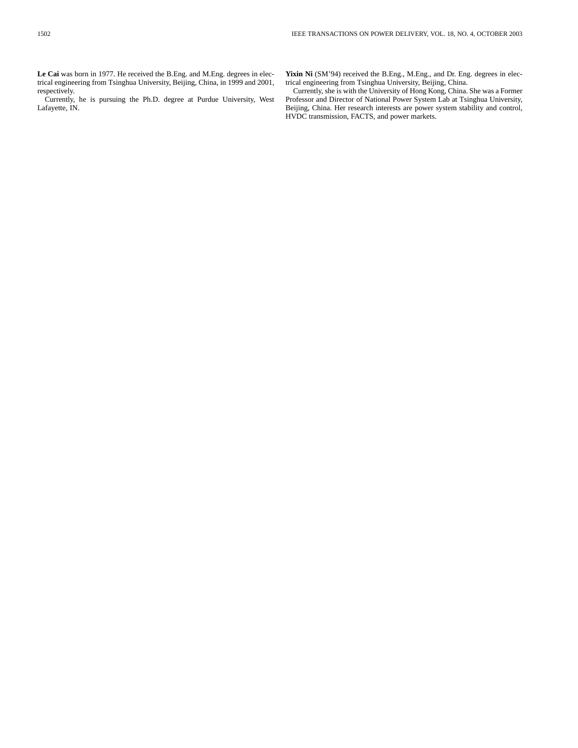**Le Cai** was born in 1977. He received the B.Eng. and M.Eng. degrees in electrical engineering from Tsinghua University, Beijing, China, in 1999 and 2001, respectively.

Currently, he is pursuing the Ph.D. degree at Purdue University, West Lafayette, IN.

**Yixin Ni** (SM'94) received the B.Eng., M.Eng., and Dr. Eng. degrees in electrical engineering from Tsinghua University, Beijing, China.

Currently, she is with the University of Hong Kong, China. She was a Former Professor and Director of National Power System Lab at Tsinghua University, Beijing, China. Her research interests are power system stability and control, HVDC transmission, FACTS, and power markets.